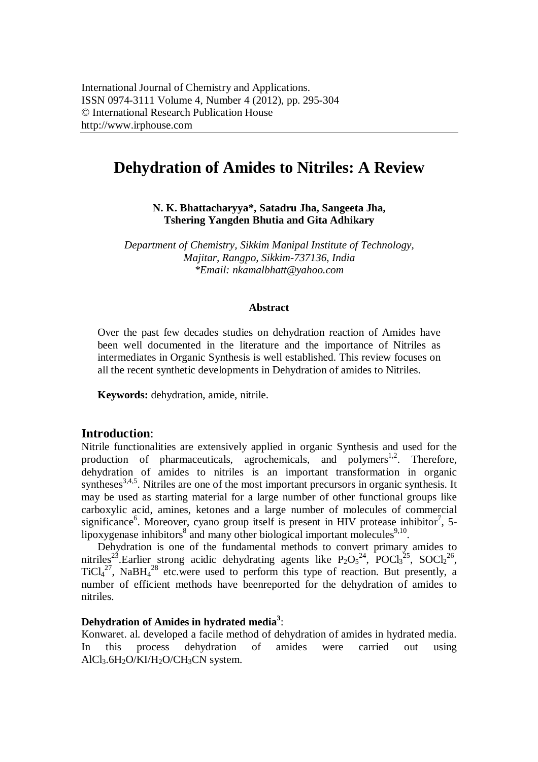International Journal of Chemistry and Applications.
ISSN 0974-3111 Volume 4, Number 4 (2012), pp. 295-304
© International Research Publication House
http://www.irphouse.com

# Dehydration of Amides to Nitriles: A Review

**N. K. Bhattacharyya\*, Satadru Jha, Sangeeta Jha, Tshering Yangden Bhutia and Gita Adhikary**

*Department of Chemistry, Sikkim Manipal Institute of Technology, Majitar, Rangpo, Sikkim-737136, India*
*\*Email: nkamalbhatt@yahoo.com*

### Abstract

Over the past few decades studies on dehydration reaction of Amides have been well documented in the literature and the importance of Nitriles as intermediates in Organic Synthesis is well established. This review focuses on all the recent synthetic developments in Dehydration of amides to Nitriles.

**Keywords:** dehydration, amide, nitrile.

## Introduction:

Nitrile functionalities are extensively applied in organic Synthesis and used for the production of pharmaceuticals, agrochemicals, and polymers[1,2]. Therefore, dehydration of amides to nitriles is an important transformation in organic syntheses[3,4,5]. Nitriles are one of the most important precursors in organic synthesis. It may be used as starting material for a large number of other functional groups like carboxylic acid, amines, ketones and a large number of molecules of commercial significance[6]. Moreover, cyano group itself is present in HIV protease inhibitor[7], 5-lipoxygenase inhibitors[8] and many other biological important molecules[9,10].

Dehydration is one of the fundamental methods to convert primary amides to nitriles[23].Earlier strong acidic dehydrating agents like $P_2O_5$[24], $POCl_3$[25], $SOCl_2$[26], $TiCl_4$[27], $NaBH_4$[28] etc.were used to perform this type of reaction. But presently, a number of efficient methods have beenreported for the dehydration of amides to nitriles.

### Dehydration of Amides in hydrated media[3]:

Konwaret. al. developed a facile method of dehydration of amides in hydrated media. In this process dehydration of amides were carried out using $AlCl_3.6H_2O/KI/H_2O/CH_3CN$ system.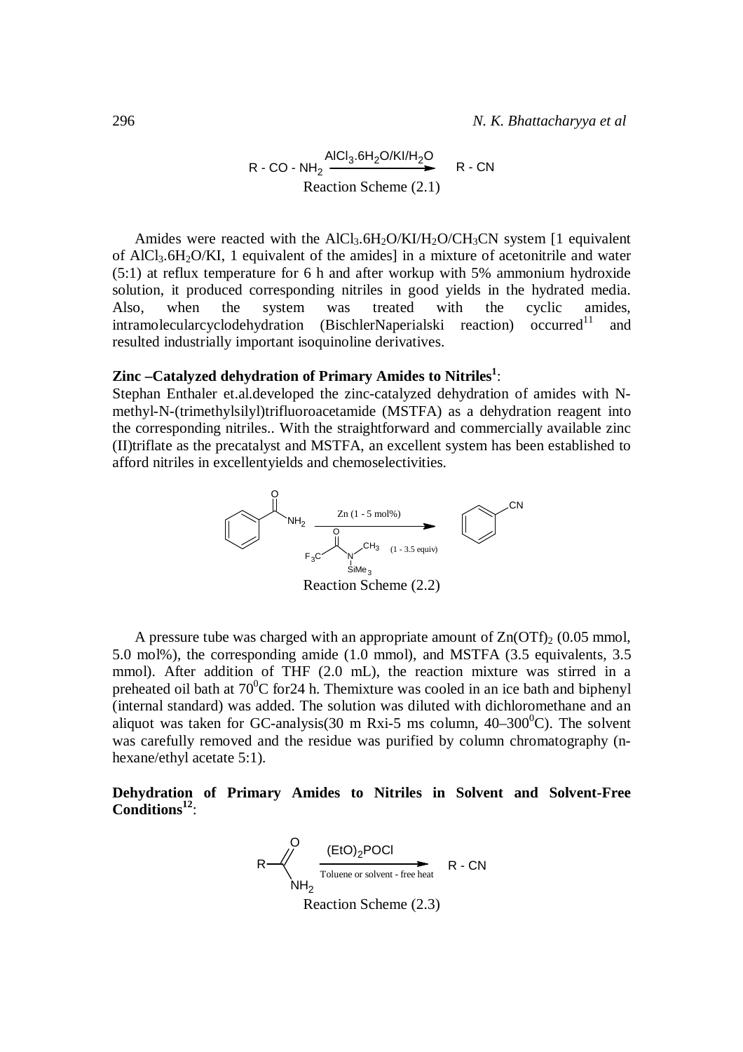$$R-CO-NH_2 \xrightarrow{AlCl_3.6H_2O/KI/H_2O} R-CN$$

Reaction Scheme (2.1)

Amides were reacted with the $AlCl_3.6H_2O/KI/H_2O/CH_3CN$ system [1 equivalent of $AlCl_3.6H_2O/KI$, 1 equivalent of the amides] in a mixture of acetonitrile and water (5:1) at reflux temperature for 6 h and after workup with 5% ammonium hydroxide solution, it produced corresponding nitriles in good yields in the hydrated media. Also, when the system was treated with the cyclic amides, intramolecularcyclodehydration (BischlerNaperialski reaction) occurred[11] and resulted industrially important isoquinoline derivatives.

**Zinc –Catalyzed dehydration of Primary Amides to Nitriles[1]**:

Stephan Enthaler et.al.developed the zinc-catalyzed dehydration of amides with N-methyl-N-(trimethylsilyl)trifluoroacetamide (MSTFA) as a dehydration reagent into the corresponding nitriles.. With the straightforward and commercially available zinc (II)triflate as the precatalyst and MSTFA, an excellent system has been established to afford nitriles in excellentyields and chemoselectivities.

Zn (1 - 5 mol%), $F_3C-CO-N(CH_3)SiMe_3$ (1 - 3.5 equiv)

Reaction Scheme (2.2)

A pressure tube was charged with an appropriate amount of $Zn(OTf)_2$ (0.05 mmol, 5.0 mol%), the corresponding amide (1.0 mmol), and MSTFA (3.5 equivalents, 3.5 mmol). After addition of THF (2.0 mL), the reaction mixture was stirred in a preheated oil bath at $70^0$C for24 h. Themixture was cooled in an ice bath and biphenyl (internal standard) was added. The solution was diluted with dichloromethane and an aliquot was taken for GC-analysis(30 m Rxi-5 ms column, 40–$300^0$C). The solvent was carefully removed and the residue was purified by column chromatography (n-hexane/ethyl acetate 5:1).

**Dehydration of Primary Amides to Nitriles in Solvent and Solvent-Free Conditions[12]**:

$$R-C(O)NH_2 \xrightarrow[\text{Toluene or solvent - free heat}]{(EtO)_2POCl} R-CN$$

Reaction Scheme (2.3)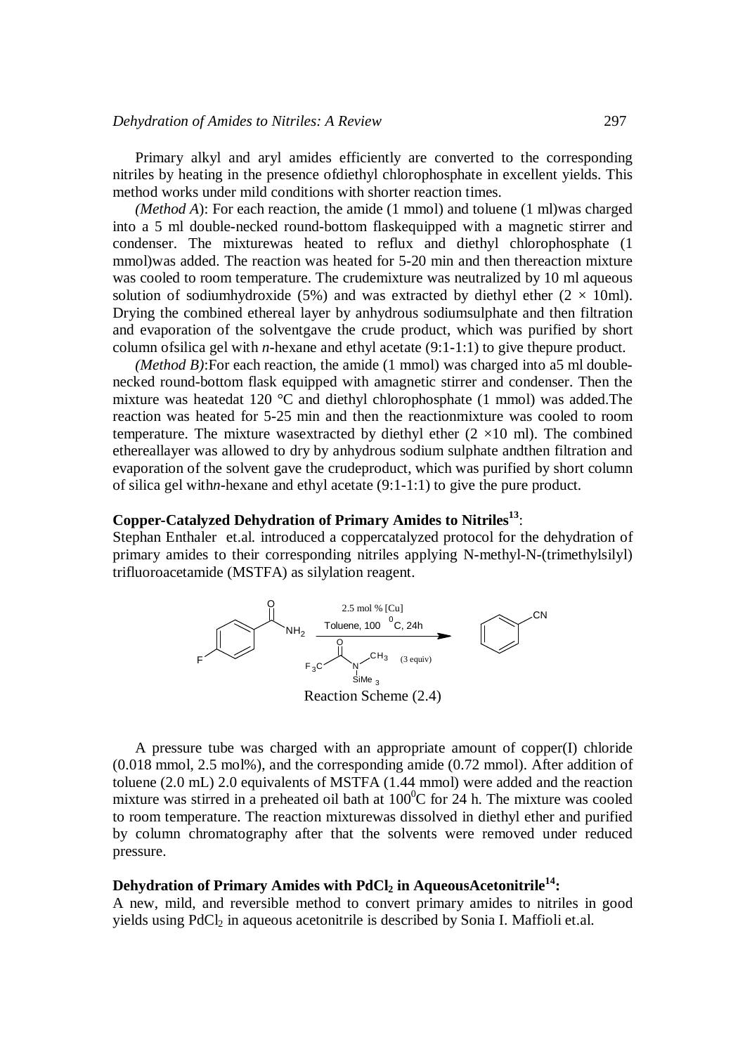Primary alkyl and aryl amides efficiently are converted to the corresponding nitriles by heating in the presence ofdiethyl chlorophosphate in excellent yields. This method works under mild conditions with shorter reaction times.

*(Method A*): For each reaction, the amide (1 mmol) and toluene (1 ml)was charged into a 5 ml double-necked round-bottom flaskequipped with a magnetic stirrer and condenser. The mixturewas heated to reflux and diethyl chlorophosphate (1 mmol)was added. The reaction was heated for 5-20 min and then thereaction mixture was cooled to room temperature. The crudemixture was neutralized by 10 ml aqueous solution of sodiumhydroxide (5%) and was extracted by diethyl ether ($2 \times$ 10ml). Drying the combined ethereal layer by anhydrous sodiumsulphate and then filtration and evaporation of the solventgave the crude product, which was purified by short column ofsilica gel with *n*-hexane and ethyl acetate (9:1-1:1) to give thepure product.

*(Method B)*:For each reaction, the amide (1 mmol) was charged into a5 ml double-necked round-bottom flask equipped with amagnetic stirrer and condenser. Then the mixture was heatedat 120 °C and diethyl chlorophosphate (1 mmol) was added.The reaction was heated for 5-25 min and then the reactionmixture was cooled to room temperature. The mixture wasextracted by diethyl ether ($2 \times$10 ml). The combined etherealayer was allowed to dry by anhydrous sodium sulphate andthen filtration and evaporation of the solvent gave the crudeproduct, which was purified by short column of silica gel with*n*-hexane and ethyl acetate (9:1-1:1) to give the pure product.

**Copper-Catalyzed Dehydration of Primary Amides to Nitriles[13]**:

Stephan Enthaler et.al. introduced a coppercatalyzed protocol for the dehydration of primary amides to their corresponding nitriles applying N-methyl-N-(trimethylsilyl) trifluoroacetamide (MSTFA) as silylation reagent.

Reaction Scheme (2.4)

A pressure tube was charged with an appropriate amount of copper(I) chloride (0.018 mmol, 2.5 mol%), and the corresponding amide (0.72 mmol). After addition of toluene (2.0 mL) 2.0 equivalents of MSTFA (1.44 mmol) were added and the reaction mixture was stirred in a preheated oil bath at $100^0$C for 24 h. The mixture was cooled to room temperature. The reaction mixturewas dissolved in diethyl ether and purified by column chromatography after that the solvents were removed under reduced pressure.

**Dehydration of Primary Amides with $PdCl_2$ in AqueousAcetonitrile[14]:**

A new, mild, and reversible method to convert primary amides to nitriles in good yields using $PdCl_2$ in aqueous acetonitrile is described by Sonia I. Maffioli et.al.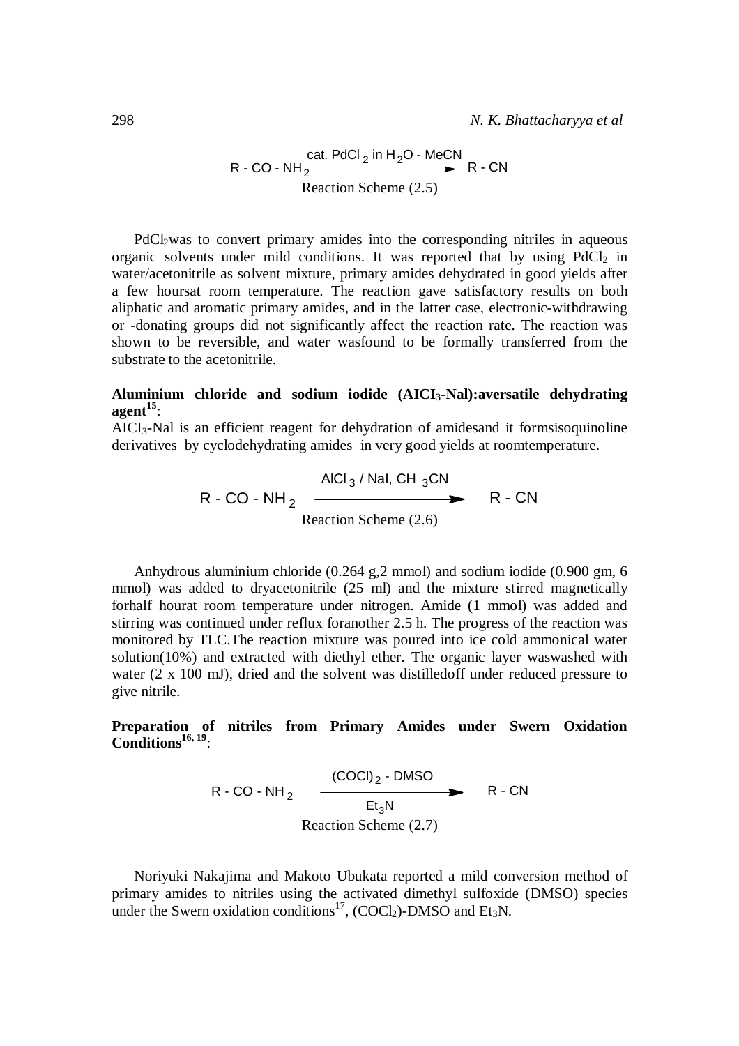$$R - CO - NH_2 \xrightarrow{\text{cat. } PdCl_2 \text{ in } H_2O - MeCN} R - CN$$

Reaction Scheme (2.5)

$PdCl_2$was to convert primary amides into the corresponding nitriles in aqueous organic solvents under mild conditions. It was reported that by using $PdCl_2$ in water/acetonitrile as solvent mixture, primary amides dehydrated in good yields after a few hoursat room temperature. The reaction gave satisfactory results on both aliphatic and aromatic primary amides, and in the latter case, electronic-withdrawing or -donating groups did not significantly affect the reaction rate. The reaction was shown to be reversible, and water wasfound to be formally transferred from the substrate to the acetonitrile.

**Aluminium chloride and sodium iodide ($AICI_3$-Nal):aversatile dehydrating agent[15]**:

$AICI_3$-Nal is an efficient reagent for dehydration of amidesand it formsisoquinoline derivatives by cyclodehydrating amides in very good yields at roomtemperature.

$$R - CO - NH_2 \xrightarrow{AlCl_3 \text{ / NaI, } CH_3CN} R - CN$$

Reaction Scheme (2.6)

Anhydrous aluminium chloride (0.264 g,2 mmol) and sodium iodide (0.900 gm, 6 mmol) was added to dryacetonitrile (25 ml) and the mixture stirred magnetically forhalf hourat room temperature under nitrogen. Amide (1 mmol) was added and stirring was continued under reflux foranother 2.5 h. The progress of the reaction was monitored by TLC.The reaction mixture was poured into ice cold ammonical water solution(10%) and extracted with diethyl ether. The organic layer waswashed with water (2 x 100 mJ), dried and the solvent was distilledoff under reduced pressure to give nitrile.

**Preparation of nitriles from Primary Amides under Swern Oxidation Conditions[16, 19]**:

$$R - CO - NH_2 \xrightarrow[Et_3N]{(COCl)_2 \text{ - DMSO}} R - CN$$

Reaction Scheme (2.7)

Noriyuki Nakajima and Makoto Ubukata reported a mild conversion method of primary amides to nitriles using the activated dimethyl sulfoxide (DMSO) species under the Swern oxidation conditions[17], $(COCl_2)$-DMSO and $Et_3N$.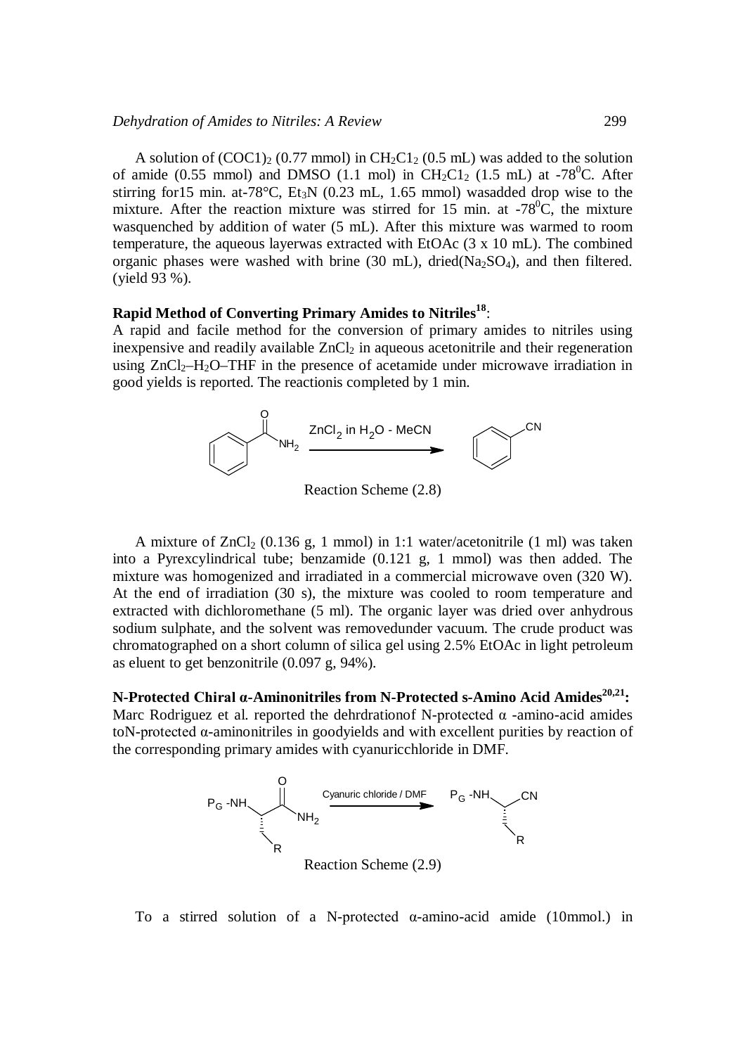A solution of $(COC1)_2$ (0.77 mmol) in $CH_2C1_2$ (0.5 mL) was added to the solution of amide (0.55 mmol) and DMSO (1.1 mol) in $CH_2C1_2$ (1.5 mL) at -78$^0$C. After stirring for15 min. at-78°C, $Et_3N$ (0.23 mL, 1.65 mmol) wasadded drop wise to the mixture. After the reaction mixture was stirred for 15 min. at -78$^0$C, the mixture wasquenched by addition of water (5 mL). After this mixture was warmed to room temperature, the aqueous layerwas extracted with EtOAc (3 x 10 mL). The combined organic phases were washed with brine (30 mL), dried($Na_2SO_4$), and then filtered. (yield 93 %).

**Rapid Method of Converting Primary Amides to Nitriles[18]**:

A rapid and facile method for the conversion of primary amides to nitriles using inexpensive and readily available $ZnCl_2$ in aqueous acetonitrile and their regeneration using $ZnCl_2$–$H_2O$–THF in the presence of acetamide under microwave irradiation in good yields is reported. The reactionis completed by 1 min.

$ZnCl_2$ in $H_2O$ - MeCN

Reaction Scheme (2.8)

A mixture of $ZnCl_2$ (0.136 g, 1 mmol) in 1:1 water/acetonitrile (1 ml) was taken into a Pyrexcylindrical tube; benzamide (0.121 g, 1 mmol) was then added. The mixture was homogenized and irradiated in a commercial microwave oven (320 W). At the end of irradiation (30 s), the mixture was cooled to room temperature and extracted with dichloromethane (5 ml). The organic layer was dried over anhydrous sodium sulphate, and the solvent was removedunder vacuum. The crude product was chromatographed on a short column of silica gel using 2.5% EtOAc in light petroleum as eluent to get benzonitrile (0.097 g, 94%).

**N-Protected Chiral α-Aminonitriles from N-Protected s-Amino Acid Amides[20,21]:**

Marc Rodriguez et al. reported the dehrdrationof N-protected α -amino-acid amides toN-protected α-aminonitriles in goodyields and with excellent purities by reaction of the corresponding primary amides with cyanuricchloride in DMF.

Cyanuric chloride / DMF

Reaction Scheme (2.9)

To a stirred solution of a N-protected α-amino-acid amide (10mmol.) in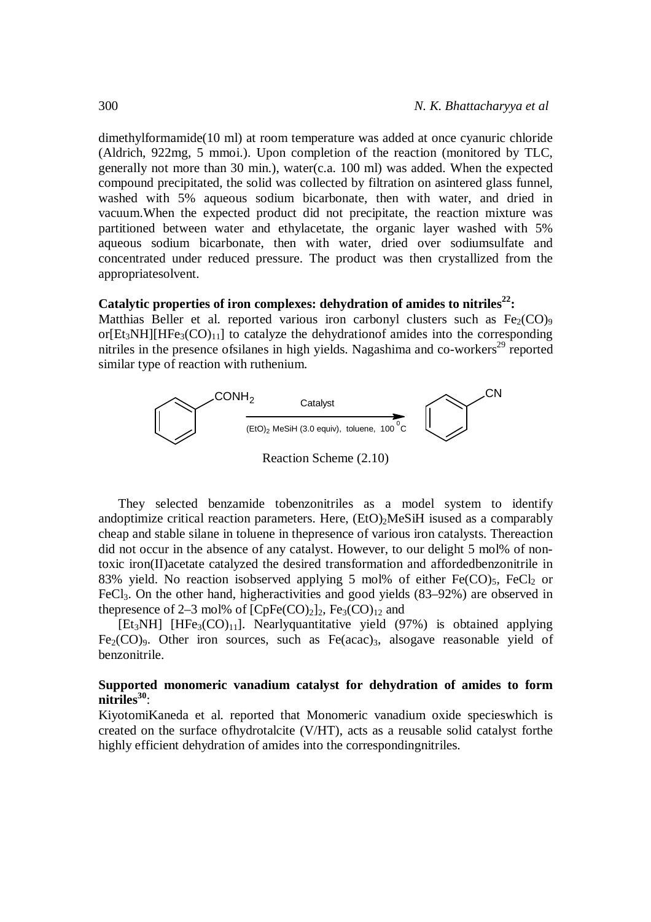dimethylformamide(10 ml) at room temperature was added at once cyanuric chloride (Aldrich, 922mg, 5 mmoi.). Upon completion of the reaction (monitored by TLC, generally not more than 30 min.), water(c.a. 100 ml) was added. When the expected compound precipitated, the solid was collected by filtration on asintered glass funnel, washed with 5% aqueous sodium bicarbonate, then with water, and dried in vacuum.When the expected product did not precipitate, the reaction mixture was partitioned between water and ethylacetate, the organic layer washed with 5% aqueous sodium bicarbonate, then with water, dried over sodiumsulfate and concentrated under reduced pressure. The product was then crystallized from the appropriatesolvent.

**Catalytic properties of iron complexes: dehydration of amides to nitriles[22]:**

Matthias Beller et al. reported various iron carbonyl clusters such as $Fe_2(CO)_9$ or$[Et_3NH][HFe_3(CO)_{11}]$ to catalyze the dehydrationof amides into the corresponding nitriles in the presence ofsilanes in high yields. Nagashima and co-workers[29] reported similar type of reaction with ruthenium.

$$\text{C}_6\text{H}_5\text{CONH}_2 \xrightarrow[(EtO)_2\,MeSiH\ (3.0\ equiv),\ toluene,\ 100\ ^0C]{Catalyst} \text{C}_6\text{H}_5\text{CN}$$

Reaction Scheme (2.10)

They selected benzamide tobenzonitriles as a model system to identify andoptimize critical reaction parameters. Here, $(EtO)_2MeSiH$ isused as a comparably cheap and stable silane in toluene in thepresence of various iron catalysts. Thereaction did not occur in the absence of any catalyst. However, to our delight 5 mol% of non-toxic iron(II)acetate catalyzed the desired transformation and affordedbenzonitrile in 83% yield. No reaction isobserved applying 5 mol% of either $Fe(CO)_5$, $FeCl_2$ or $FeCl_3$. On the other hand, higheractivities and good yields (83–92%) are observed in thepresence of 2–3 mol% of $[CpFe(CO)_2]_2$, $Fe_3(CO)_{12}$ and

$[Et_3NH]$ $[HFe_3(CO)_{11}]$. Nearlyquantitative yield (97%) is obtained applying $Fe_2(CO)_9$. Other iron sources, such as $Fe(acac)_3$, alsogave reasonable yield of benzonitrile.

**Supported monomeric vanadium catalyst for dehydration of amides to form nitriles[30]:**

KiyotomiKaneda et al. reported that Monomeric vanadium oxide specieswhich is created on the surface ofhydrotalcite (V/HT), acts as a reusable solid catalyst forthe highly efficient dehydration of amides into the correspondingnitriles.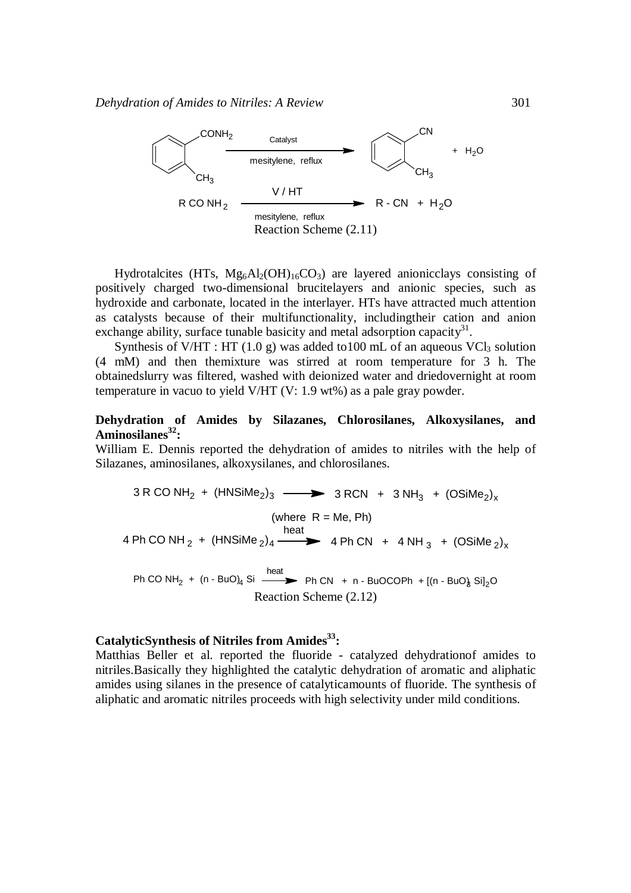$$\text{2-methylbenzamide (o-}CH_3C_6H_4CONH_2\text{)} \xrightarrow[\text{mesitylene, reflux}]{\text{Catalyst}} \text{2-methylbenzonitrile (o-}CH_3C_6H_4CN\text{)} + H_2O$$

$$R\,CO\,NH_2 \xrightarrow[\text{mesitylene, reflux}]{V / HT} R - CN + H_2O$$

Reaction Scheme (2.11)

Hydrotalcites (HTs, $Mg_6Al_2(OH)_{16}CO_3$) are layered anionicclays consisting of positively charged two-dimensional brucitelayers and anionic species, such as hydroxide and carbonate, located in the interlayer. HTs have attracted much attention as catalysts because of their multifunctionality, includingtheir cation and anion exchange ability, surface tunable basicity and metal adsorption capacity[31].

Synthesis of V/HT : HT (1.0 g) was added to100 mL of an aqueous $VCl_3$ solution (4 mM) and then themixture was stirred at room temperature for 3 h. The obtainedslurry was filtered, washed with deionized water and driedovernight at room temperature in vacuo to yield V/HT (V: 1.9 wt%) as a pale gray powder.

**Dehydration of Amides by Silazanes, Chlorosilanes, Alkoxysilanes, and Aminosilanes[32]:**

William E. Dennis reported the dehydration of amides to nitriles with the help of Silazanes, aminosilanes, alkoxysilanes, and chlorosilanes.

$$3\,R\,CO\,NH_2 + (HNSiMe_2)_3 \longrightarrow 3\,RCN + 3\,NH_3 + (OSiMe_2)_x$$

(where R = Me, Ph)

$$4\,Ph\,CO\,NH_2 + (HNSiMe_2)_4 \xrightarrow{\text{heat}} 4\,Ph\,CN + 4\,NH_3 + (OSiMe_2)_x$$

$$Ph\,CO\,NH_2 + (n-BuO)_4\,Si \xrightarrow{\text{heat}} Ph\,CN + n-BuOCOPh + [(n-BuO)_3\,Si]_2O$$

Reaction Scheme (2.12)

**CatalyticSynthesis of Nitriles from Amides[33]:**

Matthias Beller et al. reported the fluoride - catalyzed dehydrationof amides to nitriles.Basically they highlighted the catalytic dehydration of aromatic and aliphatic amides using silanes in the presence of catalyticamounts of fluoride. The synthesis of aliphatic and aromatic nitriles proceeds with high selectivity under mild conditions.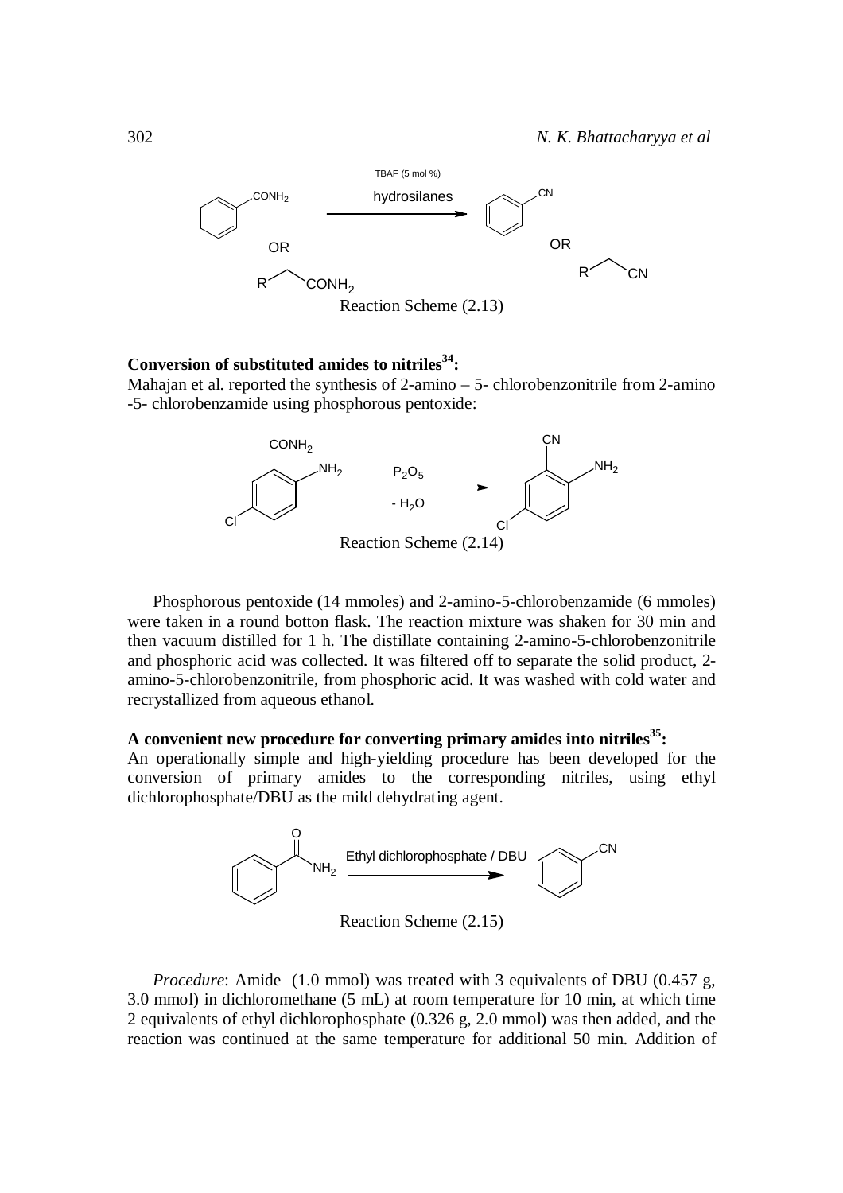Reaction Scheme (2.13)

**Conversion of substituted amides to nitriles[34]:**

Mahajan et al. reported the synthesis of 2-amino – 5- chlorobenzonitrile from 2-amino -5- chlorobenzamide using phosphorous pentoxide:

Reaction Scheme (2.14)

Phosphorous pentoxide (14 mmoles) and 2-amino-5-chlorobenzamide (6 mmoles) were taken in a round botton flask. The reaction mixture was shaken for 30 min and then vacuum distilled for 1 h. The distillate containing 2-amino-5-chlorobenzonitrile and phosphoric acid was collected. It was filtered off to separate the solid product, 2-amino-5-chlorobenzonitrile, from phosphoric acid. It was washed with cold water and recrystallized from aqueous ethanol.

**A convenient new procedure for converting primary amides into nitriles[35]:**

An operationally simple and high-yielding procedure has been developed for the conversion of primary amides to the corresponding nitriles, using ethyl dichlorophosphate/DBU as the mild dehydrating agent.

Reaction Scheme (2.15)

*Procedure*: Amide (1.0 mmol) was treated with 3 equivalents of DBU (0.457 g, 3.0 mmol) in dichloromethane (5 mL) at room temperature for 10 min, at which time 2 equivalents of ethyl dichlorophosphate (0.326 g, 2.0 mmol) was then added, and the reaction was continued at the same temperature for additional 50 min. Addition of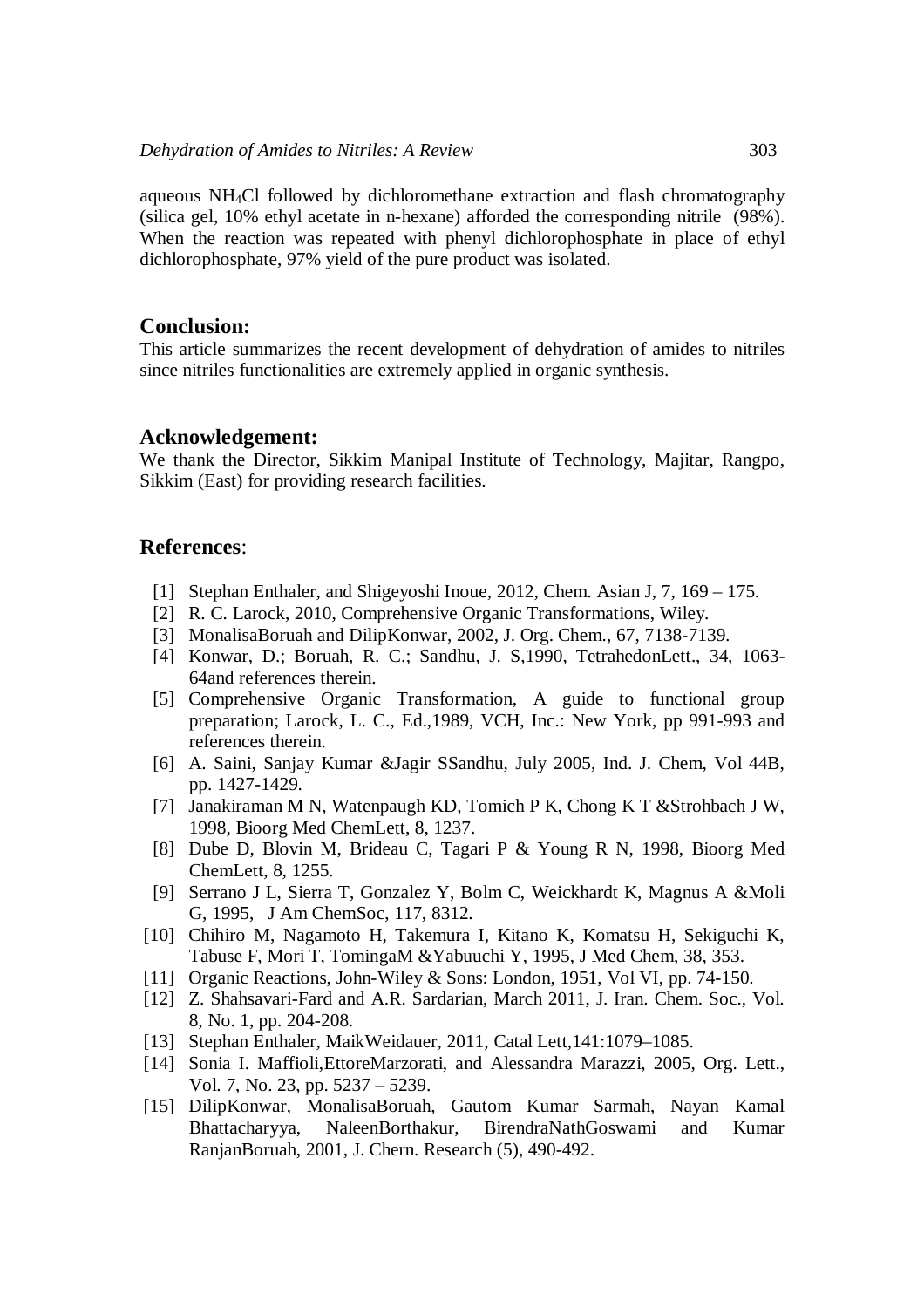aqueous $NH_4Cl$ followed by dichloromethane extraction and flash chromatography (silica gel, 10% ethyl acetate in n-hexane) afforded the corresponding nitrile (98%). When the reaction was repeated with phenyl dichlorophosphate in place of ethyl dichlorophosphate, 97% yield of the pure product was isolated.

## Conclusion:

This article summarizes the recent development of dehydration of amides to nitriles since nitriles functionalities are extremely applied in organic synthesis.

## Acknowledgement:

We thank the Director, Sikkim Manipal Institute of Technology, Majitar, Rangpo, Sikkim (East) for providing research facilities.

## References:

[1] Stephan Enthaler, and Shigeyoshi Inoue, 2012, Chem. Asian J, 7, 169 – 175.
[2] R. C. Larock, 2010, Comprehensive Organic Transformations, Wiley.
[3] MonalisaBoruah and DilipKonwar, 2002, J. Org. Chem., 67, 7138-7139.
[4] Konwar, D.; Boruah, R. C.; Sandhu, J. S,1990, TetrahedonLett., 34, 1063-64and references therein.
[5] Comprehensive Organic Transformation, A guide to functional group preparation; Larock, L. C., Ed.,1989, VCH, Inc.: New York, pp 991-993 and references therein.
[6] A. Saini, Sanjay Kumar &Jagir SSandhu, July 2005, Ind. J. Chem, Vol 44B, pp. 1427-1429.
[7] Janakiraman M N, Watenpaugh KD, Tomich P K, Chong K T &Strohbach J W, 1998, Bioorg Med ChemLett, 8, 1237.
[8] Dube D, Blovin M, Brideau C, Tagari P & Young R N, 1998, Bioorg Med ChemLett, 8, 1255.
[9] Serrano J L, Sierra T, Gonzalez Y, Bolm C, Weickhardt K, Magnus A &Moli G, 1995, J Am ChemSoc, 117, 8312.
[10] Chihiro M, Nagamoto H, Takemura I, Kitano K, Komatsu H, Sekiguchi K, Tabuse F, Mori T, TomingaM &Yabuuchi Y, 1995, J Med Chem, 38, 353.
[11] Organic Reactions, John-Wiley & Sons: London, 1951, Vol VI, pp. 74-150.
[12] Z. Shahsavari-Fard and A.R. Sardarian, March 2011, J. Iran. Chem. Soc., Vol. 8, No. 1, pp. 204-208.
[13] Stephan Enthaler, MaikWeidauer, 2011, Catal Lett,141:1079–1085.
[14] Sonia I. Maffioli,EttoreMarzorati, and Alessandra Marazzi, 2005, Org. Lett., Vol. 7, No. 23, pp. 5237 – 5239.
[15] DilipKonwar, MonalisaBoruah, Gautom Kumar Sarmah, Nayan Kamal Bhattacharyya, NaleenBorthakur, BirendraNathGoswami and Kumar RanjanBoruah, 2001, J. Chern. Research (5), 490-492.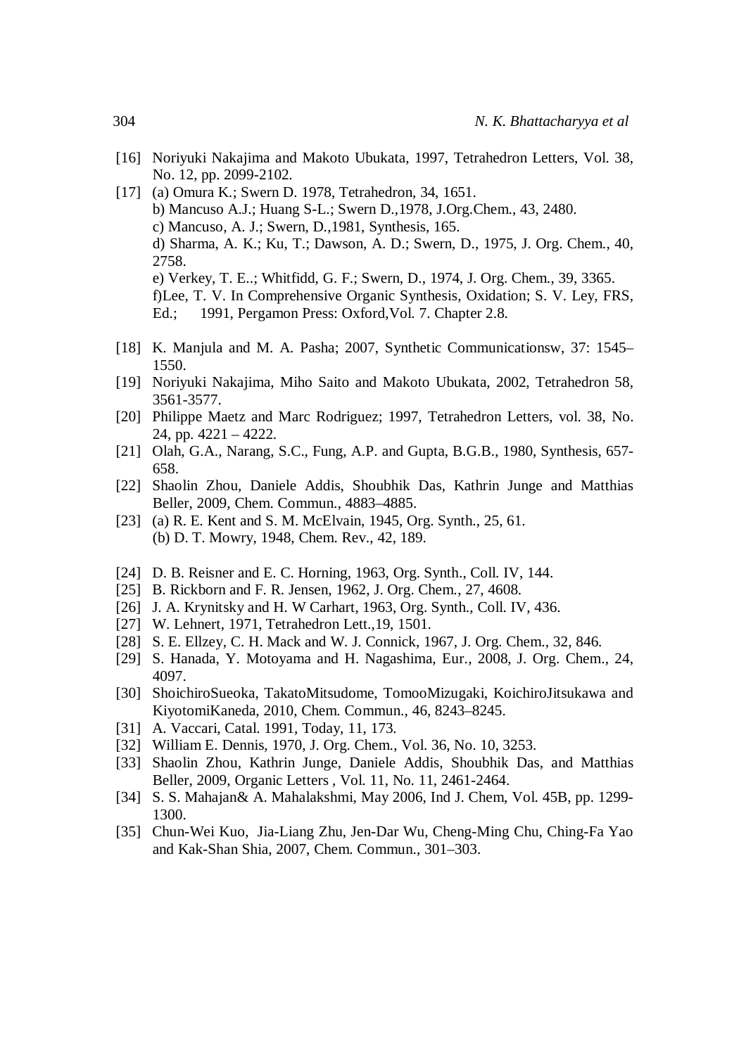[16] Noriyuki Nakajima and Makoto Ubukata, 1997, Tetrahedron Letters, Vol. 38, No. 12, pp. 2099-2102.

[17] (a) Omura K.; Swern D. 1978, Tetrahedron, 34, 1651.
b) Mancuso A.J.; Huang S-L.; Swern D.,1978, J.Org.Chem., 43, 2480.
c) Mancuso, A. J.; Swern, D.,1981, Synthesis, 165.
d) Sharma, A. K.; Ku, T.; Dawson, A. D.; Swern, D., 1975, J. Org. Chem., 40, 2758.
e) Verkey, T. E..; Whitfidd, G. F.; Swern, D., 1974, J. Org. Chem., 39, 3365.
f)Lee, T. V. In Comprehensive Organic Synthesis, Oxidation; S. V. Ley, FRS, Ed.; 1991, Pergamon Press: Oxford,Vol. 7. Chapter 2.8.

[18] K. Manjula and M. A. Pasha; 2007, Synthetic Communicationsw, 37: 1545–1550.

[19] Noriyuki Nakajima, Miho Saito and Makoto Ubukata, 2002, Tetrahedron 58, 3561-3577.

[20] Philippe Maetz and Marc Rodriguez; 1997, Tetrahedron Letters, vol. 38, No. 24, pp. 4221 – 4222.

[21] Olah, G.A., Narang, S.C., Fung, A.P. and Gupta, B.G.B., 1980, Synthesis, 657-658.

[22] Shaolin Zhou, Daniele Addis, Shoubhik Das, Kathrin Junge and Matthias Beller, 2009, Chem. Commun., 4883–4885.

[23] (a) R. E. Kent and S. M. McElvain, 1945, Org. Synth., 25, 61.
(b) D. T. Mowry, 1948, Chem. Rev., 42, 189.

[24] D. B. Reisner and E. C. Horning, 1963, Org. Synth., Coll. IV, 144.

[25] B. Rickborn and F. R. Jensen, 1962, J. Org. Chem., 27, 4608.

[26] J. A. Krynitsky and H. W Carhart, 1963, Org. Synth., Coll. IV, 436.

[27] W. Lehnert, 1971, Tetrahedron Lett.,19, 1501.

[28] S. E. Ellzey, C. H. Mack and W. J. Connick, 1967, J. Org. Chem., 32, 846.

[29] S. Hanada, Y. Motoyama and H. Nagashima, Eur., 2008, J. Org. Chem., 24, 4097.

[30] ShoichiroSueoka, TakatoMitsudome, TomooMizugaki, KoichiroJitsukawa and KiyotomiKaneda, 2010, Chem. Commun., 46, 8243–8245.

[31] A. Vaccari, Catal. 1991, Today, 11, 173.

[32] William E. Dennis, 1970, J. Org. Chem., Vol. 36, No. 10, 3253.

[33] Shaolin Zhou, Kathrin Junge, Daniele Addis, Shoubhik Das, and Matthias Beller, 2009, Organic Letters , Vol. 11, No. 11, 2461-2464.

[34] S. S. Mahajan& A. Mahalakshmi, May 2006, Ind J. Chem, Vol. 45B, pp. 1299-1300.

[35] Chun-Wei Kuo, Jia-Liang Zhu, Jen-Dar Wu, Cheng-Ming Chu, Ching-Fa Yao and Kak-Shan Shia, 2007, Chem. Commun., 301–303.